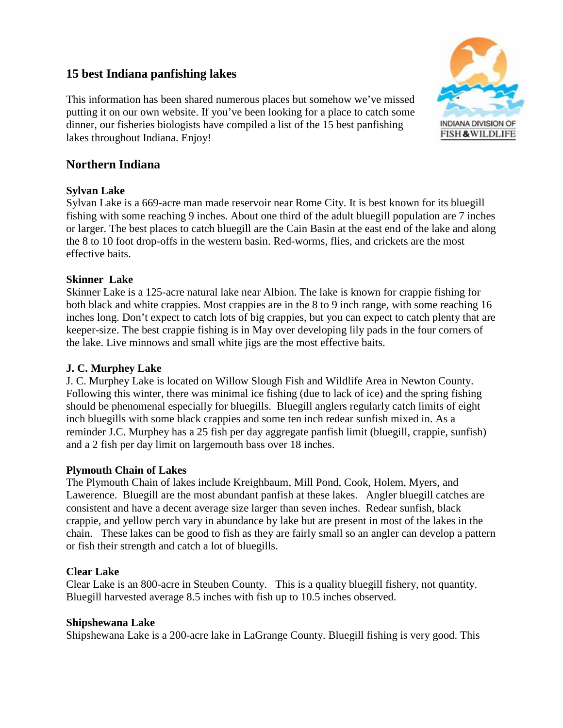# 15 best Indiana panfishing lakes

This information has been shared numerous places but somehow we've missed putting it on our own website. If you've been looking for a place to catch some dinner, our fisheries biologists have compiled a list of the 15 best panfishing lakes throughout Indiana. Enjoy!

## Northern Indiana

### Sylvan Lake

Sylvan Lake is a 669-acre man made reservoir near Rome City. It is best known for its bluegill fishing with some reaching 9 inches. About one third of the adult bluegill population are 7 inches or larger. The best places to catch bluegill are the Cain Basin at the east end of the lake and along the 8 to 10 foot drop-offs in the western basin. Red-worms, flies, and crickets are the most effective baits.

### Skinner Lake

Skinner Lake is a 125-acre natural lake near Albion. The lake is known for crappie fishing for both black and white crappies. Most crappies are in the 8 to 9 inch range, with some reaching 16 inches long. Don't expect to catch lots of big crappies, but you can expect to catch plenty that are keeper-size. The best crappie fishing is in May over developing lily pads in the four corners of the lake. Live minnows and small white jigs are the most effective baits.

### J. C. Murphey Lake

J. C. Murphey Lake is located on Willow Slough Fish and Wildlife Area in Newton County. Following this winter, there was minimal ice fishing (due to lack of ice) and the spring fishing should be phenomenal especially for bluegills. Bluegill anglers regularly catch limits of eight inch bluegills with some black crappies and some ten inch redear sunfish mixed in. As a reminder J.C. Murphey has a 25 fish per day aggregate panfish limit (bluegill, crappie, sunfish) and a 2 fish per day limit on largemouth bass over 18 inches.

### Plymouth Chain of Lakes

The Plymouth Chain of lakes include Kreighbaum, Mill Pond, Cook, Holem, Myers, and Lawerence. Bluegill are the most abundant panfish at these lakes. Angler bluegill catches are consistent and have a decent average size larger than seven inches. Redear sunfish, black crappie, and yellow perch vary in abundance by lake but are present in most of the lakes in the chain. These lakes can be good to fish as they are fairly small so an angler can develop a pattern or fish their strength and catch a lot of bluegills.

### Clear Lake

Clear Lake is an 800-acre in Steuben County. This is a quality bluegill fishery, not quantity. Bluegill harvested average 8.5 inches with fish up to 10.5 inches observed.

### Shipshewana Lake

Shipshewana Lake is a 200-acre lake in LaGrange County. Bluegill fishing is very good. This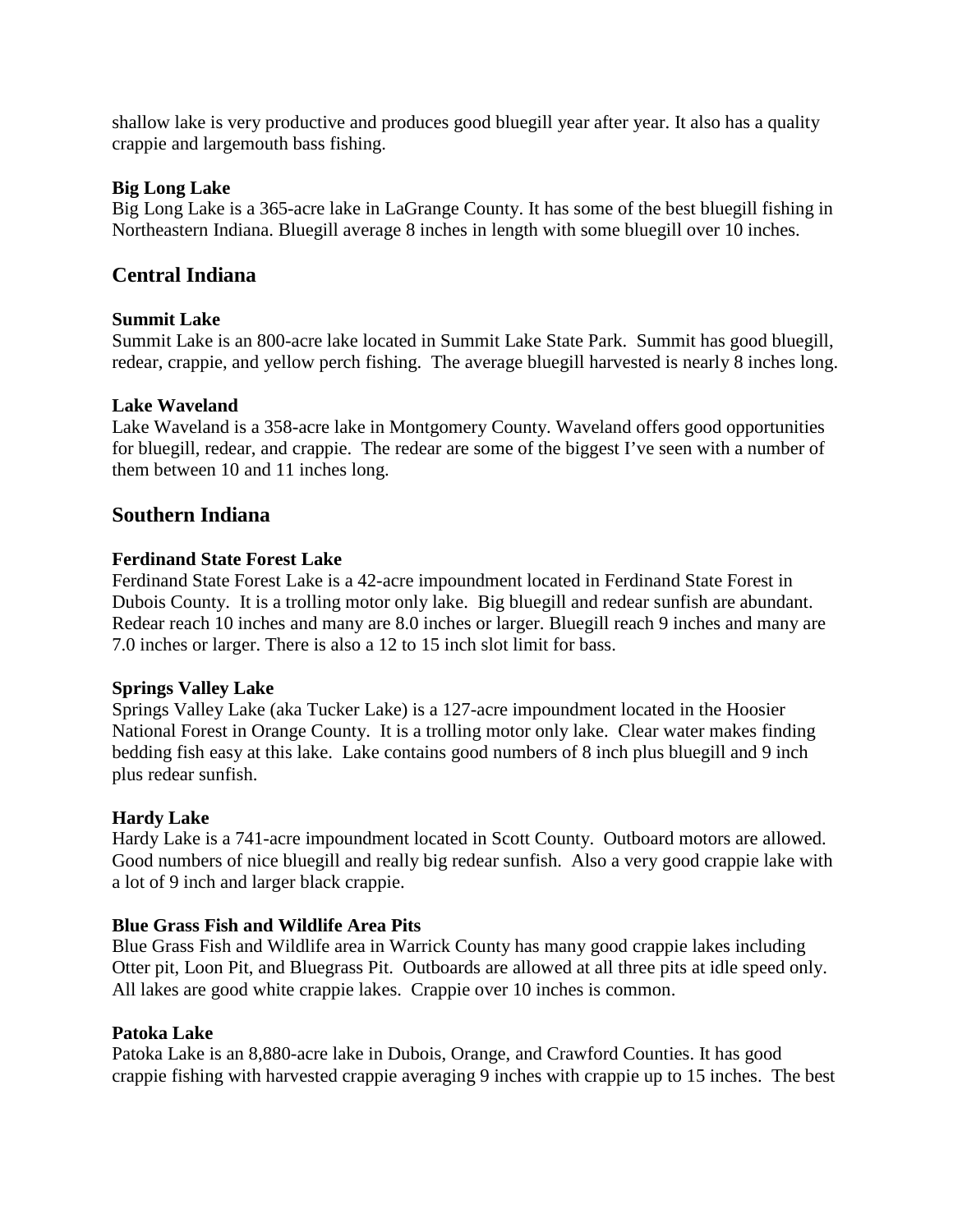shallow lake is very productive and produces good bluegill year after year. It also has a quality crappie and largemouth bass fishing.

**Big Long Lake**
Big Long Lake is a 365-acre lake in LaGrange County. It has some of the best bluegill fishing in Northeastern Indiana. Bluegill average 8 inches in length with some bluegill over 10 inches.

## Central Indiana

**Summit Lake**
Summit Lake is an 800-acre lake located in Summit Lake State Park. Summit has good bluegill, redear, crappie, and yellow perch fishing. The average bluegill harvested is nearly 8 inches long.

**Lake Waveland**
Lake Waveland is a 358-acre lake in Montgomery County. Waveland offers good opportunities for bluegill, redear, and crappie. The redear are some of the biggest I've seen with a number of them between 10 and 11 inches long.

## Southern Indiana

**Ferdinand State Forest Lake**
Ferdinand State Forest Lake is a 42-acre impoundment located in Ferdinand State Forest in Dubois County. It is a trolling motor only lake. Big bluegill and redear sunfish are abundant. Redear reach 10 inches and many are 8.0 inches or larger. Bluegill reach 9 inches and many are 7.0 inches or larger. There is also a 12 to 15 inch slot limit for bass.

**Springs Valley Lake**
Springs Valley Lake (aka Tucker Lake) is a 127-acre impoundment located in the Hoosier National Forest in Orange County. It is a trolling motor only lake. Clear water makes finding bedding fish easy at this lake. Lake contains good numbers of 8 inch plus bluegill and 9 inch plus redear sunfish.

**Hardy Lake**
Hardy Lake is a 741-acre impoundment located in Scott County. Outboard motors are allowed. Good numbers of nice bluegill and really big redear sunfish. Also a very good crappie lake with a lot of 9 inch and larger black crappie.

**Blue Grass Fish and Wildlife Area Pits**
Blue Grass Fish and Wildlife area in Warrick County has many good crappie lakes including Otter pit, Loon Pit, and Bluegrass Pit. Outboards are allowed at all three pits at idle speed only. All lakes are good white crappie lakes. Crappie over 10 inches is common.

**Patoka Lake**
Patoka Lake is an 8,880-acre lake in Dubois, Orange, and Crawford Counties. It has good crappie fishing with harvested crappie averaging 9 inches with crappie up to 15 inches. The best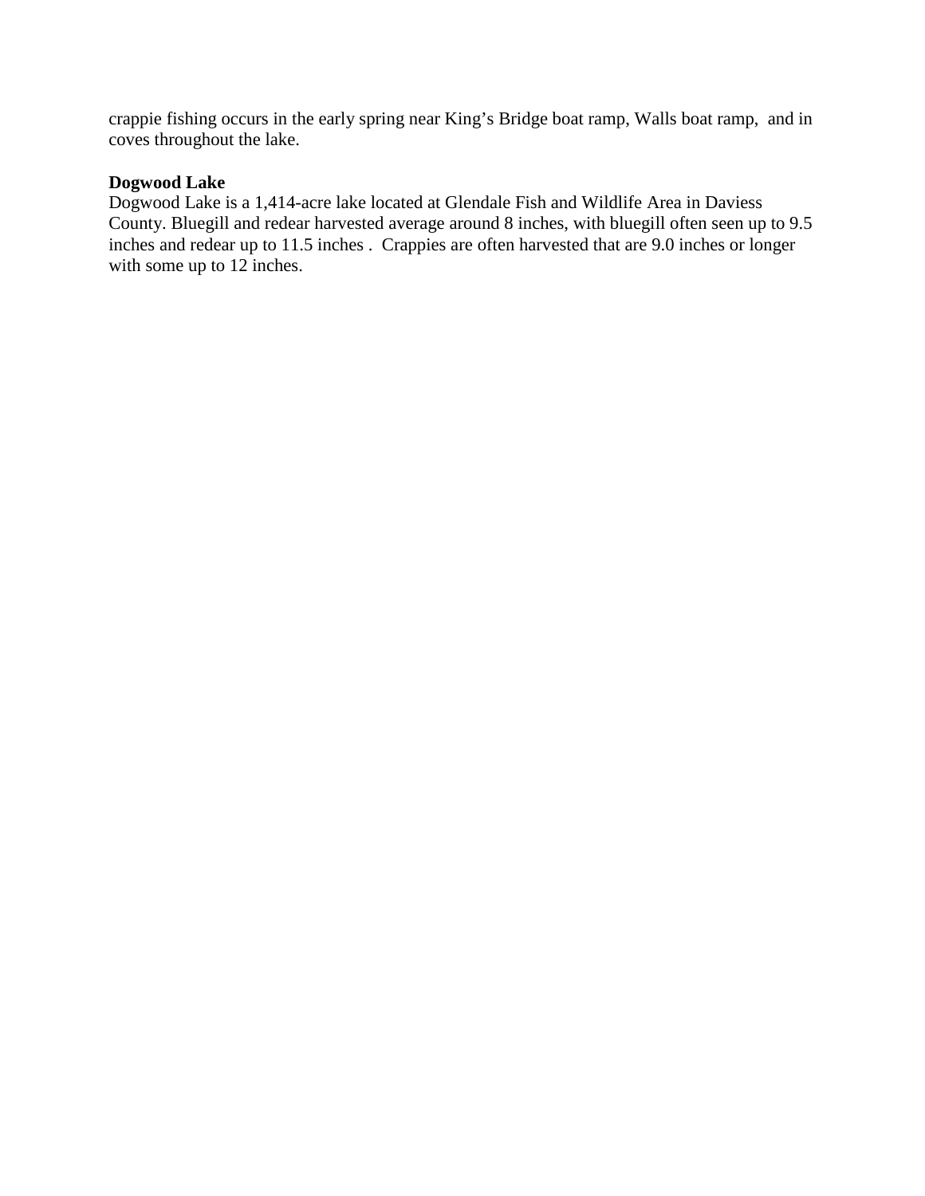crappie fishing occurs in the early spring near King's Bridge boat ramp, Walls boat ramp, and in coves throughout the lake.

**Dogwood Lake**

Dogwood Lake is a 1,414-acre lake located at Glendale Fish and Wildlife Area in Daviess County. Bluegill and redear harvested average around 8 inches, with bluegill often seen up to 9.5 inches and redear up to 11.5 inches . Crappies are often harvested that are 9.0 inches or longer with some up to 12 inches.